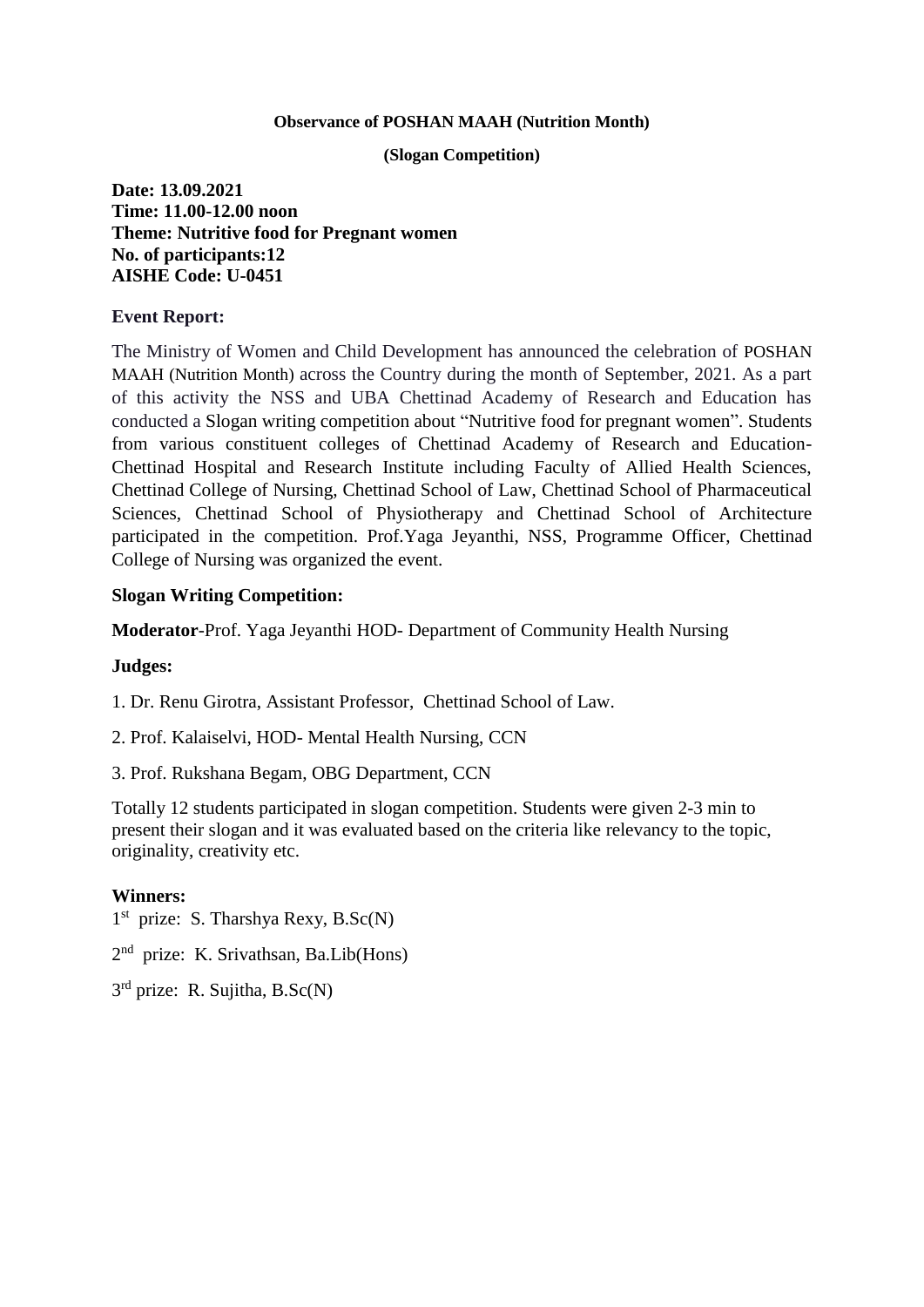**Observance of POSHAN MAAH (Nutrition Month)**

**(Slogan Competition)**

**Date: 13.09.2021**
**Time: 11.00-12.00 noon**
**Theme: Nutritive food for Pregnant women**
**No. of participants:12**
**AISHE Code: U-0451**

**Event Report:**

The Ministry of Women and Child Development has announced the celebration of POSHAN MAAH (Nutrition Month) across the Country during the month of September, 2021. As a part of this activity the NSS and UBA Chettinad Academy of Research and Education has conducted a Slogan writing competition about "Nutritive food for pregnant women". Students from various constituent colleges of Chettinad Academy of Research and Education- Chettinad Hospital and Research Institute including Faculty of Allied Health Sciences, Chettinad College of Nursing, Chettinad School of Law, Chettinad School of Pharmaceutical Sciences, Chettinad School of Physiotherapy and Chettinad School of Architecture participated in the competition. Prof.Yaga Jeyanthi, NSS, Programme Officer, Chettinad College of Nursing was organized the event.

**Slogan Writing Competition:**

**Moderator**-Prof. Yaga Jeyanthi HOD- Department of Community Health Nursing

**Judges:**

1. Dr. Renu Girotra, Assistant Professor, Chettinad School of Law.

2. Prof. Kalaiselvi, HOD- Mental Health Nursing, CCN

3. Prof. Rukshana Begam, OBG Department, CCN

Totally 12 students participated in slogan competition. Students were given 2-3 min to present their slogan and it was evaluated based on the criteria like relevancy to the topic, originality, creativity etc.

**Winners:**

1st prize: S. Tharshya Rexy, B.Sc(N)

2nd prize: K. Srivathsan, Ba.Lib(Hons)

3rd prize: R. Sujitha, B.Sc(N)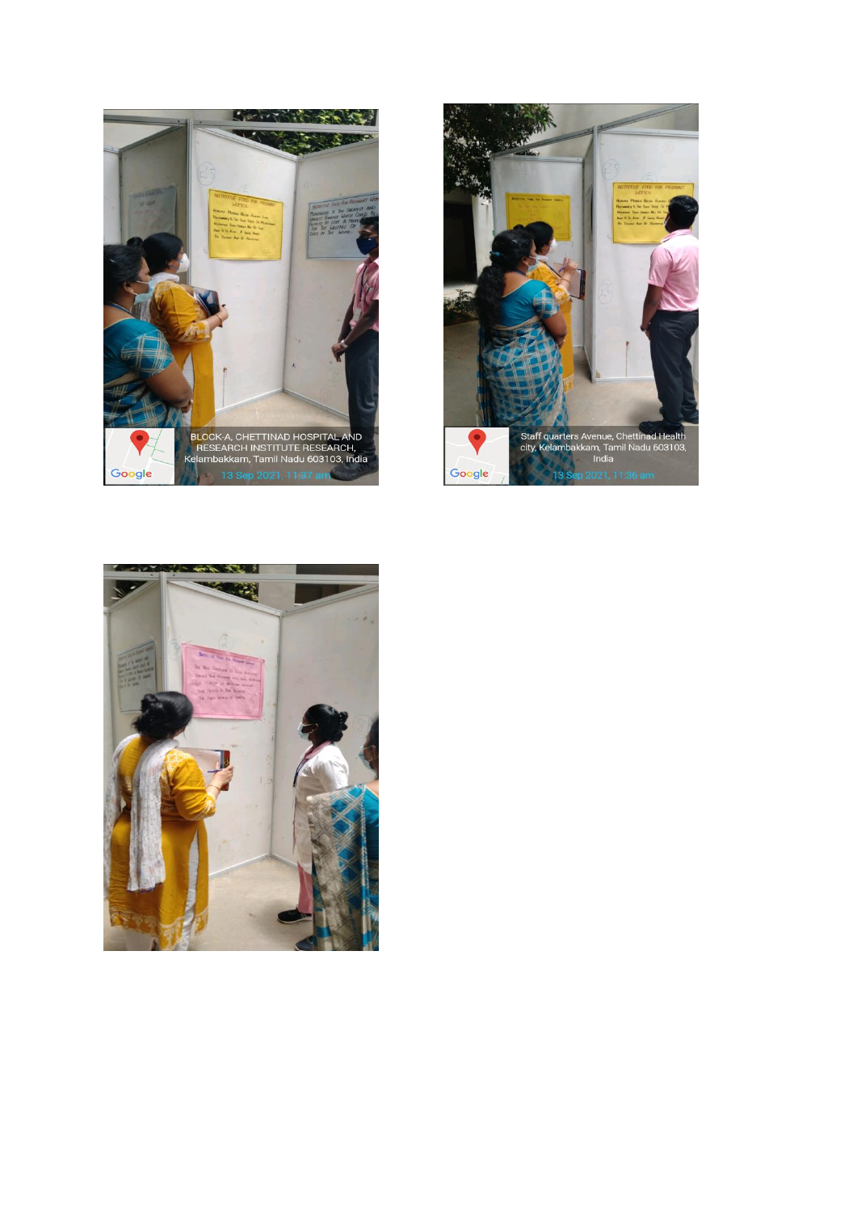BLOCK-A, CHETTINAD HOSPITAL AND RESEARCH INSTITUTE RESEARCH, Kelambakkam, Tamil Nadu 603103, India

13 Sep 2021, 11:37 am

Staff quarters Avenue, Chettinad Health city, Kelambakkam, Tamil Nadu 603103, India

13 Sep 2021, 11:36 am